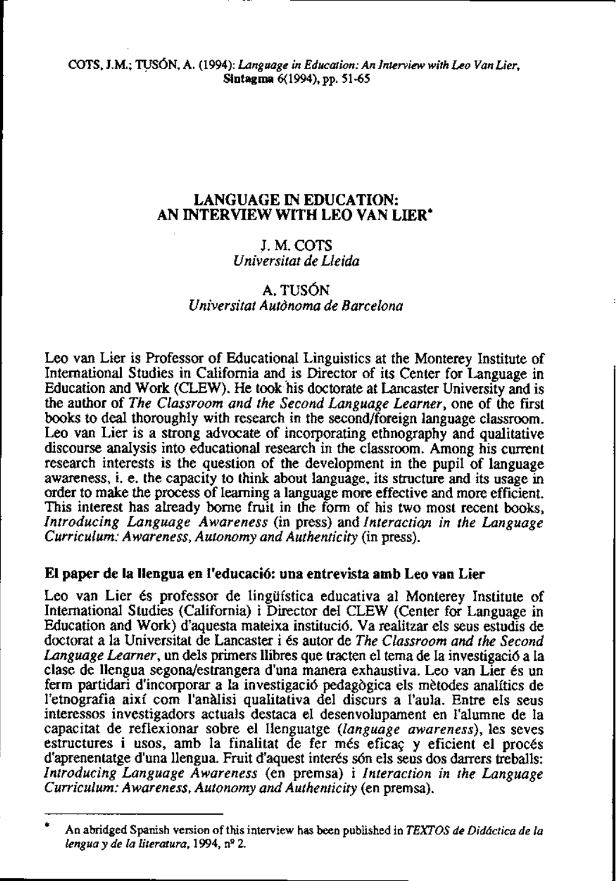COTS, J.M.; TUSÓN, A. (1994): *Language in Education: An Interview with Leo Van Lier*, **Sintagma** 6(1994), pp. 51-65

# LANGUAGE IN EDUCATION: AN INTERVIEW WITH LEO VAN LIER*

J. M. COTS
*Universitat de Lleida*

A. TUSÓN
*Universitat Autònoma de Barcelona*

Leo van Lier is Professor of Educational Linguistics at the Monterey Institute of International Studies in California and is Director of its Center for Language in Education and Work (CLEW). He took his doctorate at Lancaster University and is the author of *The Classroom and the Second Language Learner*, one of the first books to deal thoroughly with research in the second/foreign language classroom. Leo van Lier is a strong advocate of incorporating ethnography and qualitative discourse analysis into educational research in the classroom. Among his current research interests is the question of the development in the pupil of language awareness, i. e. the capacity to think about language, its structure and its usage in order to make the process of learning a language more effective and more efficient. This interest has already borne fruit in the form of his two most recent books, *Introducing Language Awareness* (in press) and *Interaction in the Language Curriculum: Awareness, Autonomy and Authenticity* (in press).

**El paper de la llengua en l'educació: una entrevista amb Leo van Lier**

Leo van Lier és professor de lingüística educativa al Monterey Institute of International Studies (California) i Director del CLEW (Center for Language in Education and Work) d'aquesta mateixa institució. Va realitzar els seus estudis de doctorat a la Universitat de Lancaster i és autor de *The Classroom and the Second Language Learner*, un dels primers llibres que tracten el tema de la investigació a la clase de llengua segona/estrangera d'una manera exhaustiva. Leo van Lier és un ferm partidari d'incorporar a la investigació pedagògica els mètodes analítics de l'etnografia així com l'anàlisi qualitativa del discurs a l'aula. Entre els seus interessos investigadors actuals destaca el desenvolupament en l'alumne de la capacitat de reflexionar sobre el llenguatge (*language awareness*), les seves estructures i usos, amb la finalitat de fer més eficaç y eficient el procés d'aprenentatge d'una llengua. Fruit d'aquest interés són els seus dos darrers treballs: *Introducing Language Awareness* (en premsa) i *Interaction in the Language Curriculum: Awareness, Autonomy and Authenticity* (en premsa).

---

* An abridged Spanish version of this interview has been published in *TEXTOS de Didáctica de la lengua y de la literatura*, 1994, nº 2.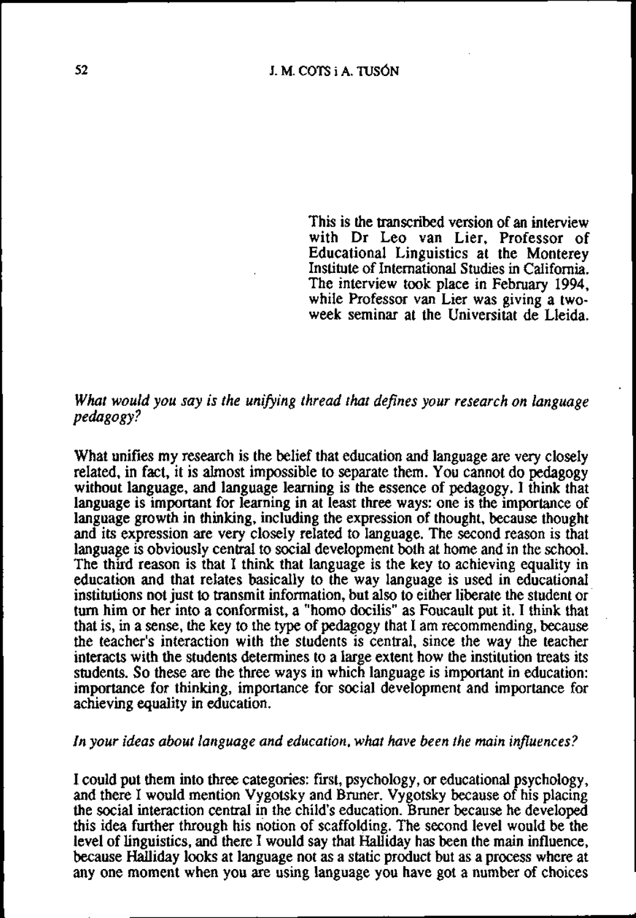This is the transcribed version of an interview with Dr Leo van Lier, Professor of Educational Linguistics at the Monterey Institute of International Studies in California. The interview took place in February 1994, while Professor van Lier was giving a two-week seminar at the Universitat de Lleida.

*What would you say is the unifying thread that defines your research on language pedagogy?*

What unifies my research is the belief that education and language are very closely related, in fact, it is almost impossible to separate them. You cannot do pedagogy without language, and language learning is the essence of pedagogy. I think that language is important for learning in at least three ways: one is the importance of language growth in thinking, including the expression of thought, because thought and its expression are very closely related to language. The second reason is that language is obviously central to social development both at home and in the school. The third reason is that I think that language is the key to achieving equality in education and that relates basically to the way language is used in educational institutions not just to transmit information, but also to either liberate the student or turn him or her into a conformist, a "homo docilis" as Foucault put it. I think that that is, in a sense, the key to the type of pedagogy that I am recommending, because the teacher's interaction with the students is central, since the way the teacher interacts with the students determines to a large extent how the institution treats its students. So these are the three ways in which language is important in education: importance for thinking, importance for social development and importance for achieving equality in education.

*In your ideas about language and education, what have been the main influences?*

I could put them into three categories: first, psychology, or educational psychology, and there I would mention Vygotsky and Bruner. Vygotsky because of his placing the social interaction central in the child's education. Bruner because he developed this idea further through his notion of scaffolding. The second level would be the level of linguistics, and there I would say that Halliday has been the main influence, because Halliday looks at language not as a static product but as a process where at any one moment when you are using language you have got a number of choices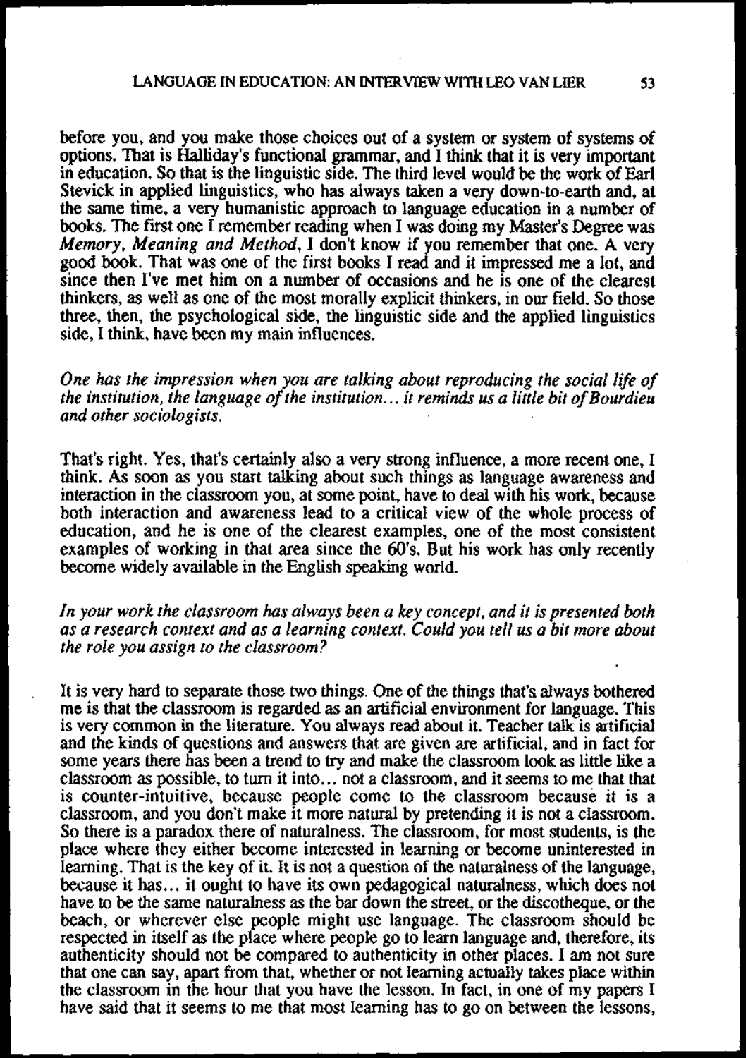before you, and you make those choices out of a system or system of systems of options. That is Halliday's functional grammar, and I think that it is very important in education. So that is the linguistic side. The third level would be the work of Earl Stevick in applied linguistics, who has always taken a very down-to-earth and, at the same time, a very humanistic approach to language education in a number of books. The first one I remember reading when I was doing my Master's Degree was *Memory, Meaning and Method*, I don't know if you remember that one. A very good book. That was one of the first books I read and it impressed me a lot, and since then I've met him on a number of occasions and he is one of the clearest thinkers, as well as one of the most morally explicit thinkers, in our field. So those three, then, the psychological side, the linguistic side and the applied linguistics side, I think, have been my main influences.

*One has the impression when you are talking about reproducing the social life of the institution, the language of the institution... it reminds us a little bit of Bourdieu and other sociologists.*

That's right. Yes, that's certainly also a very strong influence, a more recent one, I think. As soon as you start talking about such things as language awareness and interaction in the classroom you, at some point, have to deal with his work, because both interaction and awareness lead to a critical view of the whole process of education, and he is one of the clearest examples, one of the most consistent examples of working in that area since the 60's. But his work has only recently become widely available in the English speaking world.

*In your work the classroom has always been a key concept, and it is presented both as a research context and as a learning context. Could you tell us a bit more about the role you assign to the classroom?*

It is very hard to separate those two things. One of the things that's always bothered me is that the classroom is regarded as an artificial environment for language. This is very common in the literature. You always read about it. Teacher talk is artificial and the kinds of questions and answers that are given are artificial, and in fact for some years there has been a trend to try and make the classroom look as little like a classroom as possible, to turn it into... not a classroom, and it seems to me that that is counter-intuitive, because people come to the classroom because it is a classroom, and you don't make it more natural by pretending it is not a classroom. So there is a paradox there of naturalness. The classroom, for most students, is the place where they either become interested in learning or become uninterested in learning. That is the key of it. It is not a question of the naturalness of the language, because it has... it ought to have its own pedagogical naturalness, which does not have to be the same naturalness as the bar down the street, or the discotheque, or the beach, or wherever else people might use language. The classroom should be respected in itself as the place where people go to learn language and, therefore, its authenticity should not be compared to authenticity in other places. I am not sure that one can say, apart from that, whether or not learning actually takes place within the classroom in the hour that you have the lesson. In fact, in one of my papers I have said that it seems to me that most learning has to go on between the lessons,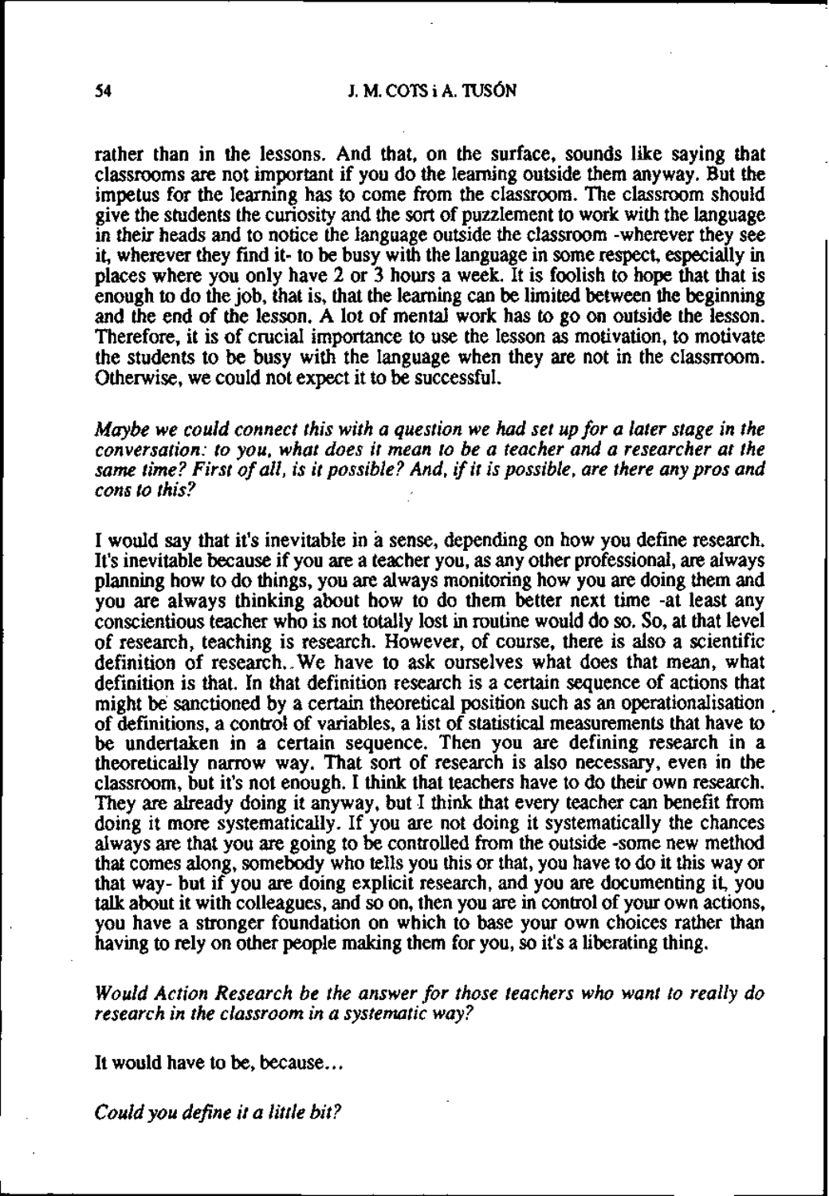rather than in the lessons. And that, on the surface, sounds like saying that classrooms are not important if you do the learning outside them anyway. But the impetus for the learning has to come from the classroom. The classroom should give the students the curiosity and the sort of puzzlement to work with the language in their heads and to notice the language outside the classroom -wherever they see it, wherever they find it- to be busy with the language in some respect, especially in places where you only have 2 or 3 hours a week. It is foolish to hope that that is enough to do the job, that is, that the learning can be limited between the beginning and the end of the lesson. A lot of mental work has to go on outside the lesson. Therefore, it is of crucial importance to use the lesson as motivation, to motivate the students to be busy with the language when they are not in the classrroom. Otherwise, we could not expect it to be successful.

*Maybe we could connect this with a question we had set up for a later stage in the conversation: to you, what does it mean to be a teacher and a researcher at the same time? First of all, is it possible? And, if it is possible, are there any pros and cons to this?*

I would say that it's inevitable in a sense, depending on how you define research. It's inevitable because if you are a teacher you, as any other professional, are always planning how to do things, you are always monitoring how you are doing them and you are always thinking about how to do them better next time -at least any conscientious teacher who is not totally lost in routine would do so. So, at that level of research, teaching is research. However, of course, there is also a scientific definition of research. We have to ask ourselves what does that mean, what definition is that. In that definition research is a certain sequence of actions that might be sanctioned by a certain theoretical position such as an operationalisation of definitions, a control of variables, a list of statistical measurements that have to be undertaken in a certain sequence. Then you are defining research in a theoretically narrow way. That sort of research is also necessary, even in the classroom, but it's not enough. I think that teachers have to do their own research. They are already doing it anyway, but I think that every teacher can benefit from doing it more systematically. If you are not doing it systematically the chances always are that you are going to be controlled from the outside -some new method that comes along, somebody who tells you this or that, you have to do it this way or that way- but if you are doing explicit research, and you are documenting it, you talk about it with colleagues, and so on, then you are in control of your own actions, you have a stronger foundation on which to base your own choices rather than having to rely on other people making them for you, so it's a liberating thing.

*Would Action Research be the answer for those teachers who want to really do research in the classroom in a systematic way?*

It would have to be, because...

*Could you define it a little bit?*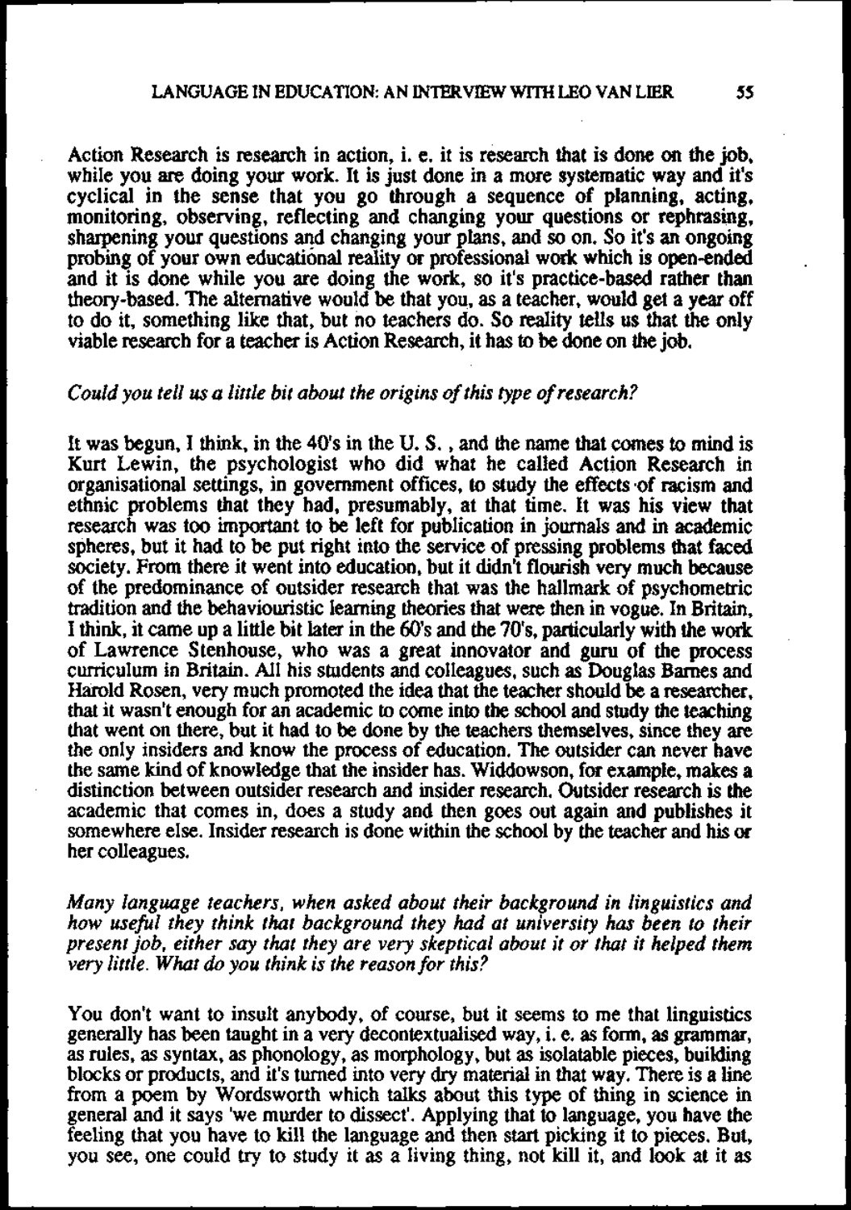Action Research is research in action, i. e. it is research that is done on the job, while you are doing your work. It is just done in a more systematic way and it's cyclical in the sense that you go through a sequence of planning, acting, monitoring, observing, reflecting and changing your questions or rephrasing, sharpening your questions and changing your plans, and so on. So it's an ongoing probing of your own educational reality or professional work which is open-ended and it is done while you are doing the work, so it's practice-based rather than theory-based. The alternative would be that you, as a teacher, would get a year off to do it, something like that, but no teachers do. So reality tells us that the only viable research for a teacher is Action Research, it has to be done on the job.

*Could you tell us a little bit about the origins of this type of research?*

It was begun, I think, in the 40's in the U. S. , and the name that comes to mind is Kurt Lewin, the psychologist who did what he called Action Research in organisational settings, in government offices, to study the effects of racism and ethnic problems that they had, presumably, at that time. It was his view that research was too important to be left for publication in journals and in academic spheres, but it had to be put right into the service of pressing problems that faced society. From there it went into education, but it didn't flourish very much because of the predominance of outsider research that was the hallmark of psychometric tradition and the behaviouristic learning theories that were then in vogue. In Britain, I think, it came up a little bit later in the 60's and the 70's, particularly with the work of Lawrence Stenhouse, who was a great innovator and guru of the process curriculum in Britain. All his students and colleagues, such as Douglas Barnes and Harold Rosen, very much promoted the idea that the teacher should be a researcher, that it wasn't enough for an academic to come into the school and study the teaching that went on there, but it had to be done by the teachers themselves, since they are the only insiders and know the process of education. The outsider can never have the same kind of knowledge that the insider has. Widdowson, for example, makes a distinction between outsider research and insider research. Outsider research is the academic that comes in, does a study and then goes out again and publishes it somewhere else. Insider research is done within the school by the teacher and his or her colleagues.

*Many language teachers, when asked about their background in linguistics and how useful they think that background they had at university has been to their present job, either say that they are very skeptical about it or that it helped them very little. What do you think is the reason for this?*

You don't want to insult anybody, of course, but it seems to me that linguistics generally has been taught in a very decontextualised way, i. e. as form, as grammar, as rules, as syntax, as phonology, as morphology, but as isolatable pieces, building blocks or products, and it's turned into very dry material in that way. There is a line from a poem by Wordsworth which talks about this type of thing in science in general and it says 'we murder to dissect'. Applying that to language, you have the feeling that you have to kill the language and then start picking it to pieces. But, you see, one could try to study it as a living thing, not kill it, and look at it as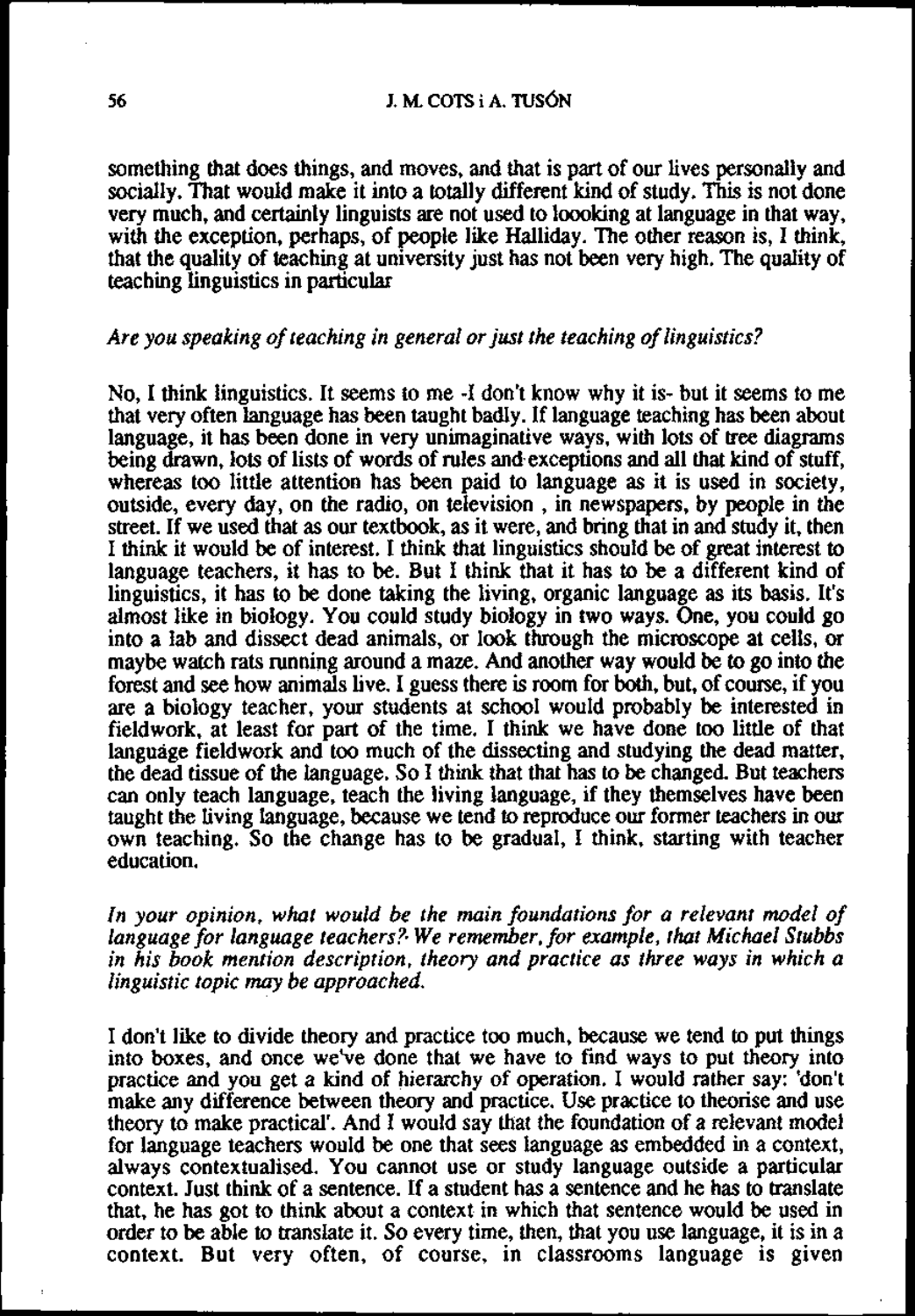something that does things, and moves, and that is part of our lives personally and socially. That would make it into a totally different kind of study. This is not done very much, and certainly linguists are not used to loooking at language in that way, with the exception, perhaps, of people like Halliday. The other reason is, I think, that the quality of teaching at university just has not been very high. The quality of teaching linguistics in particular

*Are you speaking of teaching in general or just the teaching of linguistics?*

No, I think linguistics. It seems to me -I don't know why it is- but it seems to me that very often language has been taught badly. If language teaching has been about language, it has been done in very unimaginative ways, with lots of tree diagrams being drawn, lots of lists of words of rules and exceptions and all that kind of stuff, whereas too little attention has been paid to language as it is used in society, outside, every day, on the radio, on television , in newspapers, by people in the street. If we used that as our textbook, as it were, and bring that in and study it, then I think it would be of interest. I think that linguistics should be of great interest to language teachers, it has to be. But I think that it has to be a different kind of linguistics, it has to be done taking the living, organic language as its basis. It's almost like in biology. You could study biology in two ways. One, you could go into a lab and dissect dead animals, or look through the microscope at cells, or maybe watch rats running around a maze. And another way would be to go into the forest and see how animals live. I guess there is room for both, but, of course, if you are a biology teacher, your students at school would probably be interested in fieldwork, at least for part of the time. I think we have done too little of that language fieldwork and too much of the dissecting and studying the dead matter, the dead tissue of the language. So I think that that has to be changed. But teachers can only teach language, teach the living language, if they themselves have been taught the living language, because we tend to reproduce our former teachers in our own teaching. So the change has to be gradual, I think, starting with teacher education.

*In your opinion, what would be the main foundations for a relevant model of language for language teachers? We remember, for example, that Michael Stubbs in his book mention description, theory and practice as three ways in which a linguistic topic may be approached.*

I don't like to divide theory and practice too much, because we tend to put things into boxes, and once we've done that we have to find ways to put theory into practice and you get a kind of hierarchy of operation. I would rather say: 'don't make any difference between theory and practice. Use practice to theorise and use theory to make practical'. And I would say that the foundation of a relevant model for language teachers would be one that sees language as embedded in a context, always contextualised. You cannot use or study language outside a particular context. Just think of a sentence. If a student has a sentence and he has to translate that, he has got to think about a context in which that sentence would be used in order to be able to translate it. So every time, then, that you use language, it is in a context. But very often, of course, in classrooms language is given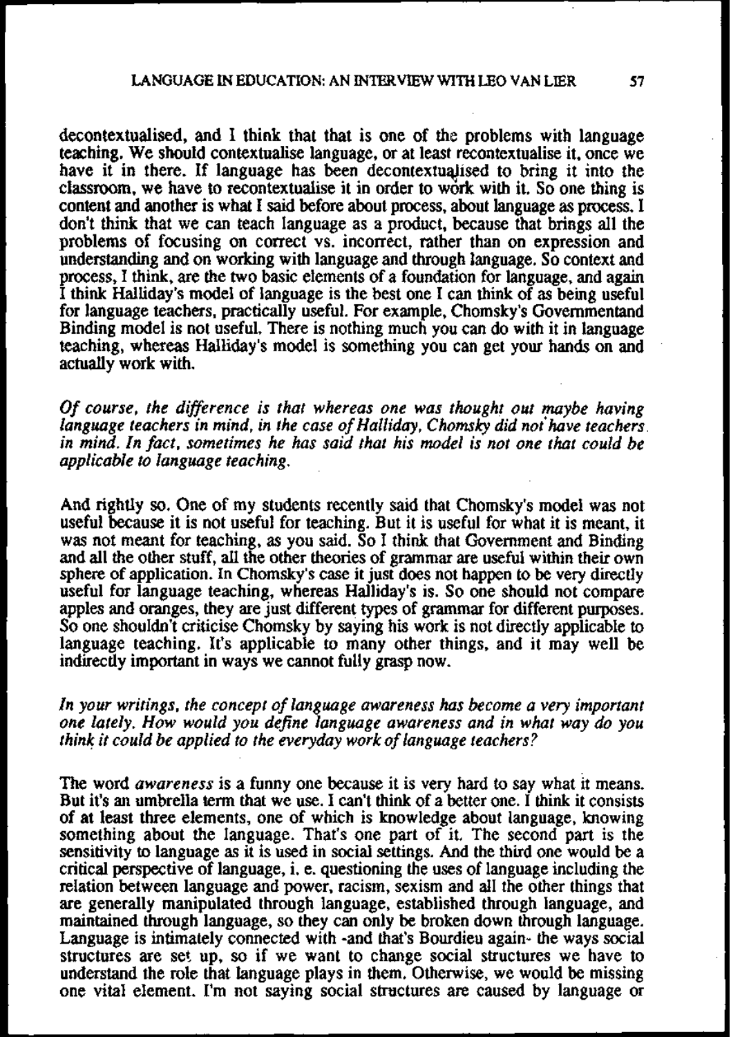decontextualised, and I think that that is one of the problems with language teaching. We should contextualise language, or at least recontextualise it, once we have it in there. If language has been decontextualised to bring it into the classroom, we have to recontextualise it in order to work with it. So one thing is content and another is what I said before about process, about language as process. I don't think that we can teach language as a product, because that brings all the problems of focusing on correct vs. incorrect, rather than on expression and understanding and on working with language and through language. So context and process, I think, are the two basic elements of a foundation for language, and again I think Halliday's model of language is the best one I can think of as being useful for language teachers, practically useful. For example, Chomsky's Governmentand Binding model is not useful. There is nothing much you can do with it in language teaching, whereas Halliday's model is something you can get your hands on and actually work with.

*Of course, the difference is that whereas one was thought out maybe having language teachers in mind, in the case of Halliday, Chomsky did not have teachers in mind. In fact, sometimes he has said that his model is not one that could be applicable to language teaching.*

And rightly so. One of my students recently said that Chomsky's model was not useful because it is not useful for teaching. But it is useful for what it is meant, it was not meant for teaching, as you said. So I think that Government and Binding and all the other stuff, all the other theories of grammar are useful within their own sphere of application. In Chomsky's case it just does not happen to be very directly useful for language teaching, whereas Halliday's is. So one should not compare apples and oranges, they are just different types of grammar for different purposes. So one shouldn't criticise Chomsky by saying his work is not directly applicable to language teaching. It's applicable to many other things, and it may well be indirectly important in ways we cannot fully grasp now.

*In your writings, the concept of language awareness has become a very important one lately. How would you define language awareness and in what way do you think it could be applied to the everyday work of language teachers?*

The word *awareness* is a funny one because it is very hard to say what it means. But it's an umbrella term that we use. I can't think of a better one. I think it consists of at least three elements, one of which is knowledge about language, knowing something about the language. That's one part of it. The second part is the sensitivity to language as it is used in social settings. And the third one would be a critical perspective of language, i. e. questioning the uses of language including the relation between language and power, racism, sexism and all the other things that are generally manipulated through language, established through language, and maintained through language, so they can only be broken down through language. Language is intimately connected with -and that's Bourdieu again- the ways social structures are set up, so if we want to change social structures we have to understand the role that language plays in them. Otherwise, we would be missing one vital element. I'm not saying social structures are caused by language or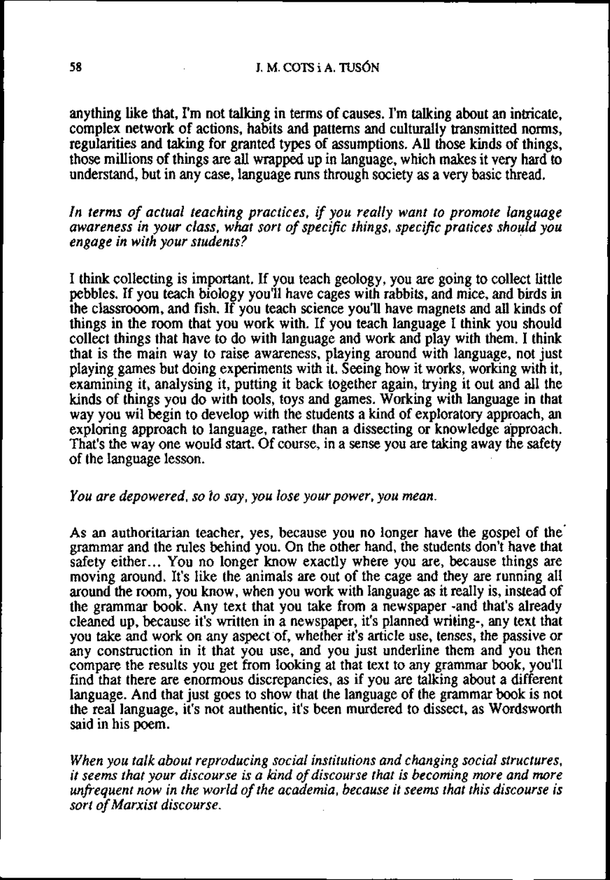anything like that, I'm not talking in terms of causes. I'm talking about an intricate, complex network of actions, habits and patterns and culturally transmitted norms, regularities and taking for granted types of assumptions. All those kinds of things, those millions of things are all wrapped up in language, which makes it very hard to understand, but in any case, language runs through society as a very basic thread.

*In terms of actual teaching practices, if you really want to promote language awareness in your class, what sort of specific things, specific pratices should you engage in with your students?*

I think collecting is important. If you teach geology, you are going to collect little pebbles. If you teach biology you'll have cages with rabbits, and mice, and birds in the classrooom, and fish. If you teach science you'll have magnets and all kinds of things in the room that you work with. If you teach language I think you should collect things that have to do with language and work and play with them. I think that is the main way to raise awareness, playing around with language, not just playing games but doing experiments with it. Seeing how it works, working with it, examining it, analysing it, putting it back together again, trying it out and all the kinds of things you do with tools, toys and games. Working with language in that way you wil begin to develop with the students a kind of exploratory approach, an exploring approach to language, rather than a dissecting or knowledge approach. That's the way one would start. Of course, in a sense you are taking away the safety of the language lesson.

*You are depowered, so to say, you lose your power, you mean.*

As an authoritarian teacher, yes, because you no longer have the gospel of the grammar and the rules behind you. On the other hand, the students don't have that safety either... You no longer know exactly where you are, because things are moving around. It's like the animals are out of the cage and they are running all around the room, you know, when you work with language as it really is, instead of the grammar book. Any text that you take from a newspaper -and that's already cleaned up, because it's written in a newspaper, it's planned writing-, any text that you take and work on any aspect of, whether it's article use, tenses, the passive or any construction in it that you use, and you just underline them and you then compare the results you get from looking at that text to any grammar book, you'll find that there are enormous discrepancies, as if you are talking about a different language. And that just goes to show that the language of the grammar book is not the real language, it's not authentic, it's been murdered to dissect, as Wordsworth said in his poem.

*When you talk about reproducing social institutions and changing social structures, it seems that your discourse is a kind of discourse that is becoming more and more unfrequent now in the world of the academia, because it seems that this discourse is sort of Marxist discourse.*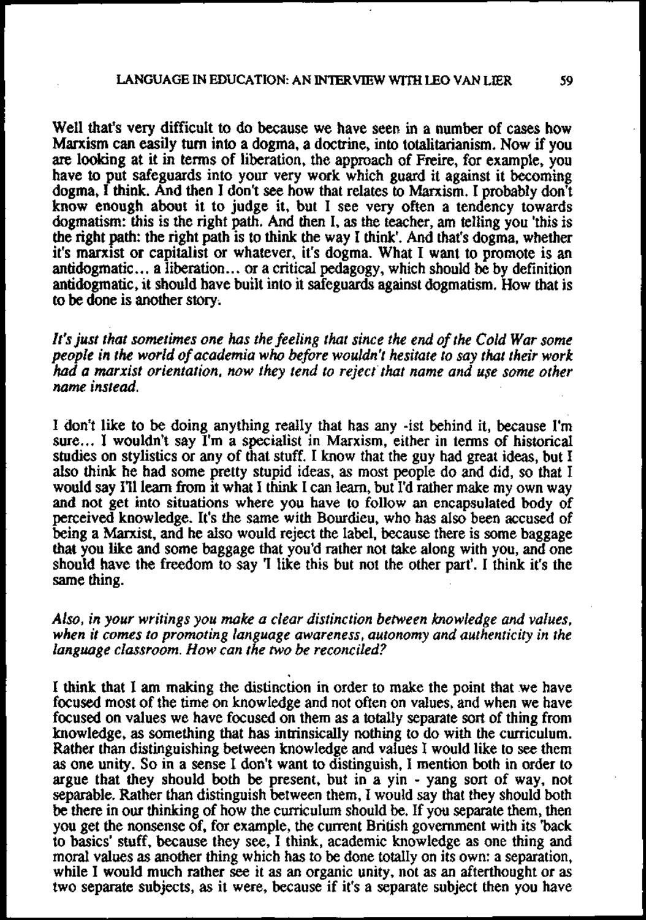Well that's very difficult to do because we have seen in a number of cases how Marxism can easily turn into a dogma, a doctrine, into totalitarianism. Now if you are looking at it in terms of liberation, the approach of Freire, for example, you have to put safeguards into your very work which guard it against it becoming dogma, I think. And then I don't see how that relates to Marxism. I probably don't know enough about it to judge it, but I see very often a tendency towards dogmatism: this is the right path. And then I, as the teacher, am telling you 'this is the right path: the right path is to think the way I think'. And that's dogma, whether it's marxist or capitalist or whatever, it's dogma. What I want to promote is an antidogmatic... a liberation... or a critical pedagogy, which should be by definition antidogmatic, it should have built into it safeguards against dogmatism. How that is to be done is another story.

*It's just that sometimes one has the feeling that since the end of the Cold War some people in the world of academia who before wouldn't hesitate to say that their work had a marxist orientation, now they tend to reject that name and use some other name instead.*

I don't like to be doing anything really that has any -ist behind it, because I'm sure... I wouldn't say I'm a specialist in Marxism, either in terms of historical studies on stylistics or any of that stuff. I know that the guy had great ideas, but I also think he had some pretty stupid ideas, as most people do and did, so that I would say I'll learn from it what I think I can learn, but I'd rather make my own way and not get into situations where you have to follow an encapsulated body of perceived knowledge. It's the same with Bourdieu, who has also been accused of being a Marxist, and he also would reject the label, because there is some baggage that you like and some baggage that you'd rather not take along with you, and one should have the freedom to say 'I like this but not the other part'. I think it's the same thing.

*Also, in your writings you make a clear distinction between knowledge and values, when it comes to promoting language awareness, autonomy and authenticity in the language classroom. How can the two be reconciled?*

I think that I am making the distinction in order to make the point that we have focused most of the time on knowledge and not often on values, and when we have focused on values we have focused on them as a totally separate sort of thing from knowledge, as something that has intrinsically nothing to do with the curriculum. Rather than distinguishing between knowledge and values I would like to see them as one unity. So in a sense I don't want to distinguish, I mention both in order to argue that they should both be present, but in a yin - yang sort of way, not separable. Rather than distinguish between them, I would say that they should both be there in our thinking of how the curriculum should be. If you separate them, then you get the nonsense of, for example, the current British government with its 'back to basics' stuff, because they see, I think, academic knowledge as one thing and moral values as another thing which has to be done totally on its own: a separation, while I would much rather see it as an organic unity, not as an afterthought or as two separate subjects, as it were, because if it's a separate subject then you have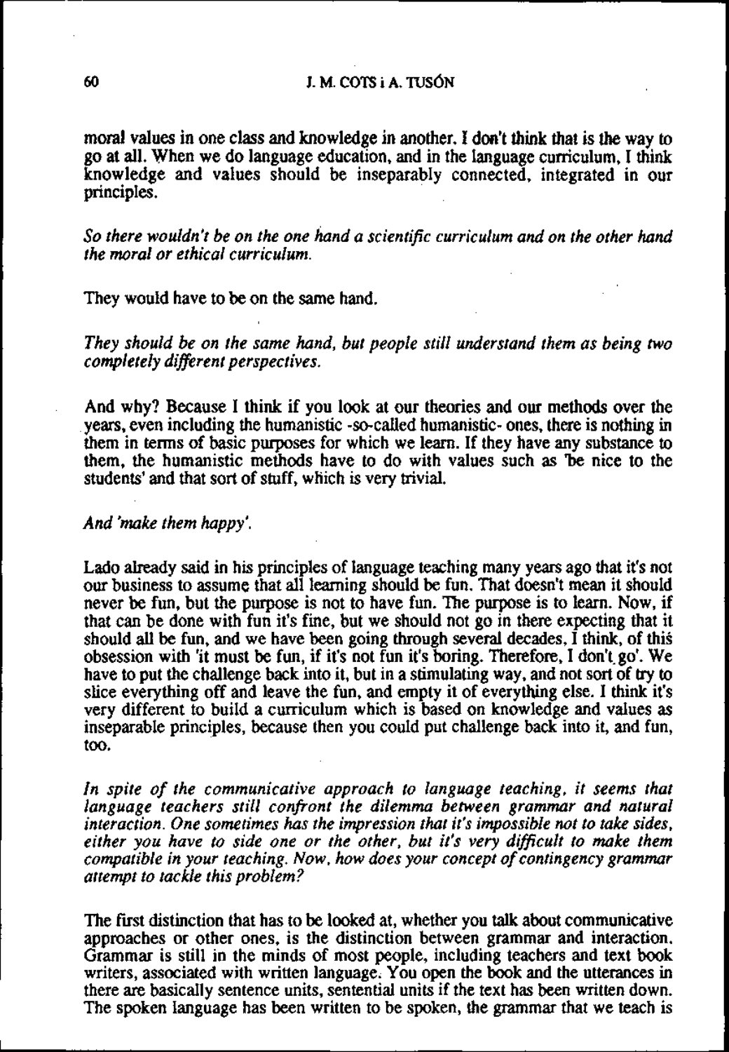moral values in one class and knowledge in another. I don't think that is the way to go at all. When we do language education, and in the language curriculum, I think knowledge and values should be inseparably connected, integrated in our principles.

*So there wouldn't be on the one hand a scientific curriculum and on the other hand the moral or ethical curriculum.*

They would have to be on the same hand.

*They should be on the same hand, but people still understand them as being two completely different perspectives.*

And why? Because I think if you look at our theories and our methods over the years, even including the humanistic -so-called humanistic- ones, there is nothing in them in terms of basic purposes for which we learn. If they have any substance to them, the humanistic methods have to do with values such as 'be nice to the students' and that sort of stuff, which is very trivial.

*And 'make them happy'.*

Lado already said in his principles of language teaching many years ago that it's not our business to assume that all learning should be fun. That doesn't mean it should never be fun, but the purpose is not to have fun. The purpose is to learn. Now, if that can be done with fun it's fine, but we should not go in there expecting that it should all be fun, and we have been going through several decades, I think, of this obsession with 'it must be fun, if it's not fun it's boring. Therefore, I don't go'. We have to put the challenge back into it, but in a stimulating way, and not sort of try to slice everything off and leave the fun, and empty it of everything else. I think it's very different to build a curriculum which is based on knowledge and values as inseparable principles, because then you could put challenge back into it, and fun, too.

*In spite of the communicative approach to language teaching, it seems that language teachers still confront the dilemma between grammar and natural interaction. One sometimes has the impression that it's impossible not to take sides, either you have to side one or the other, but it's very difficult to make them compatible in your teaching. Now, how does your concept of contingency grammar attempt to tackle this problem?*

The first distinction that has to be looked at, whether you talk about communicative approaches or other ones, is the distinction between grammar and interaction. Grammar is still in the minds of most people, including teachers and text book writers, associated with written language. You open the book and the utterances in there are basically sentence units, sentential units if the text has been written down. The spoken language has been written to be spoken, the grammar that we teach is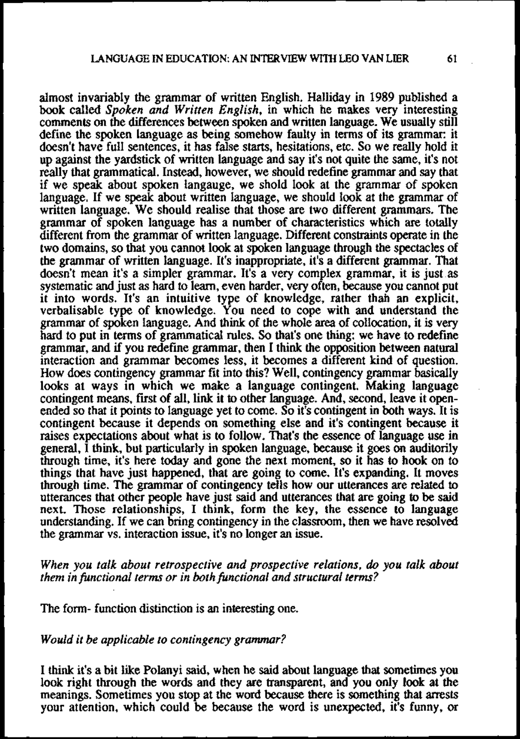almost invariably the grammar of written English. Halliday in 1989 published a book called *Spoken and Written English*, in which he makes very interesting comments on the differences between spoken and written language. We usually still define the spoken language as being somehow faulty in terms of its grammar: it doesn't have full sentences, it has false starts, hesitations, etc. So we really hold it up against the yardstick of written language and say it's not quite the same, it's not really that grammatical. Instead, however, we should redefine grammar and say that if we speak about spoken langauge, we shold look at the grammar of spoken language. If we speak about written language, we should look at the grammar of written language. We should realise that those are two different grammars. The grammar of spoken language has a number of characteristics which are totally different from the grammar of written language. Different constraints operate in the two domains, so that you cannot look at spoken language through the spectacles of the grammar of written language. It's inappropriate, it's a different grammar. That doesn't mean it's a simpler grammar. It's a very complex grammar, it is just as systematic and just as hard to learn, even harder, very often, because you cannot put it into words. It's an intuitive type of knowledge, rather than an explicit, verbalisable type of knowledge. You need to cope with and understand the grammar of spoken language. And think of the whole area of collocation, it is very hard to put in terms of grammatical rules. So that's one thing: we have to redefine grammar, and if you redefine grammar, then I think the opposition between natural interaction and grammar becomes less, it becomes a different kind of question. How does contingency grammar fit into this? Well, contingency grammar basically looks at ways in which we make a language contingent. Making language contingent means, first of all, link it to other language. And, second, leave it open-ended so that it points to language yet to come. So it's contingent in both ways. It is contingent because it depends on something else and it's contingent because it raises expectations about what is to follow. That's the essence of language use in general, I think, but particularly in spoken language, because it goes on auditorily through time, it's here today and gone the next moment, so it has to hook on to things that have just happened, that are going to come. It's expanding. It moves through time. The grammar of contingency tells how our utterances are related to utterances that other people have just said and utterances that are going to be said next. Those relationships, I think, form the key, the essence to language understanding. If we can bring contingency in the classroom, then we have resolved the grammar vs. interaction issue, it's no longer an issue.

*When you talk about retrospective and prospective relations, do you talk about them in functional terms or in both functional and structural terms?*

The form- function distinction is an interesting one.

*Would it be applicable to contingency grammar?*

I think it's a bit like Polanyi said, when he said about language that sometimes you look right through the words and they are transparent, and you only look at the meanings. Sometimes you stop at the word because there is something that arrests your attention, which could be because the word is unexpected, it's funny, or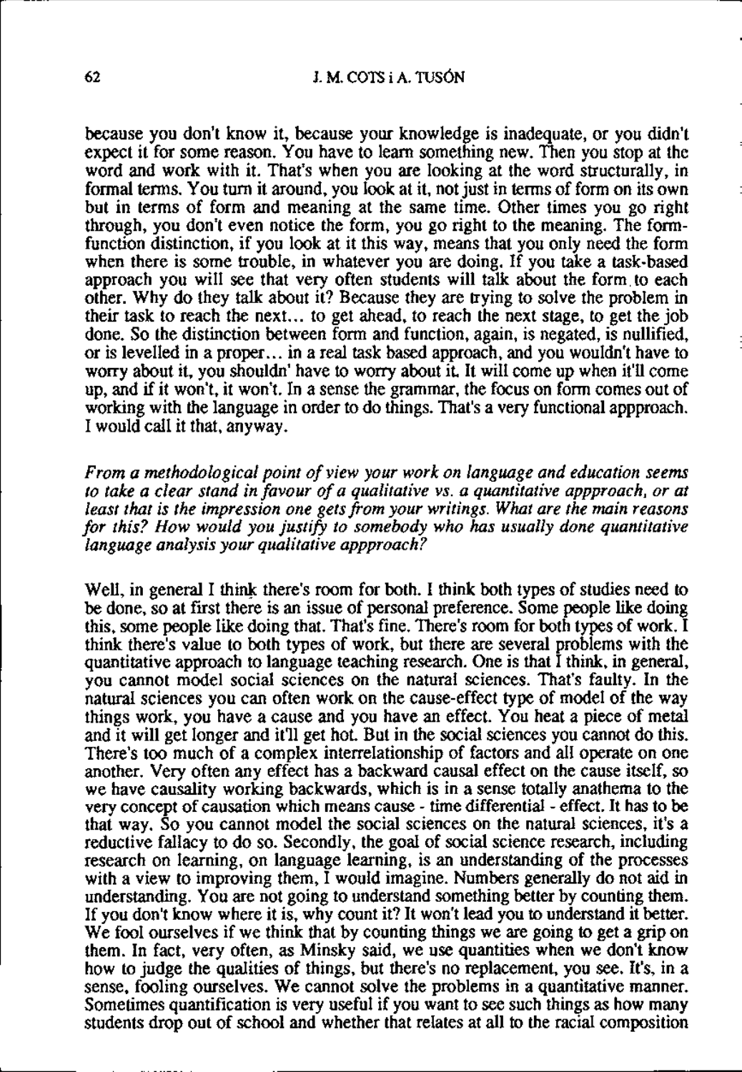because you don't know it, because your knowledge is inadequate, or you didn't expect it for some reason. You have to learn something new. Then you stop at the word and work with it. That's when you are looking at the word structurally, in formal terms. You turn it around, you look at it, not just in terms of form on its own but in terms of form and meaning at the same time. Other times you go right through, you don't even notice the form, you go right to the meaning. The form-function distinction, if you look at it this way, means that you only need the form when there is some trouble, in whatever you are doing. If you take a task-based approach you will see that very often students will talk about the form to each other. Why do they talk about it? Because they are trying to solve the problem in their task to reach the next... to get ahead, to reach the next stage, to get the job done. So the distinction between form and function, again, is negated, is nullified, or is levelled in a proper... in a real task based approach, and you wouldn't have to worry about it, you shouldn' have to worry about it. It will come up when it'll come up, and if it won't, it won't. In a sense the grammar, the focus on form comes out of working with the language in order to do things. That's a very functional appproach. I would call it that, anyway.

*From a methodological point of view your work on language and education seems to take a clear stand in favour of a qualitative vs. a quantitative appproach, or at least that is the impression one gets from your writings. What are the main reasons for this? How would you justify to somebody who has usually done quantitative language analysis your qualitative appproach?*

Well, in general I think there's room for both. I think both types of studies need to be done, so at first there is an issue of personal preference. Some people like doing this, some people like doing that. That's fine. There's room for both types of work. I think there's value to both types of work, but there are several problems with the quantitative approach to language teaching research. One is that I think, in general, you cannot model social sciences on the natural sciences. That's faulty. In the natural sciences you can often work on the cause-effect type of model of the way things work, you have a cause and you have an effect. You heat a piece of metal and it will get longer and it'll get hot. But in the social sciences you cannot do this. There's too much of a complex interrelationship of factors and all operate on one another. Very often any effect has a backward causal effect on the cause itself, so we have causality working backwards, which is in a sense totally anathema to the very concept of causation which means cause - time differential - effect. It has to be that way. So you cannot model the social sciences on the natural sciences, it's a reductive fallacy to do so. Secondly, the goal of social science research, including research on learning, on language learning, is an understanding of the processes with a view to improving them, I would imagine. Numbers generally do not aid in understanding. You are not going to understand something better by counting them. If you don't know where it is, why count it? It won't lead you to understand it better. We fool ourselves if we think that by counting things we are going to get a grip on them. In fact, very often, as Minsky said, we use quantities when we don't know how to judge the qualities of things, but there's no replacement, you see. It's, in a sense, fooling ourselves. We cannot solve the problems in a quantitative manner. Sometimes quantification is very useful if you want to see such things as how many students drop out of school and whether that relates at all to the racial composition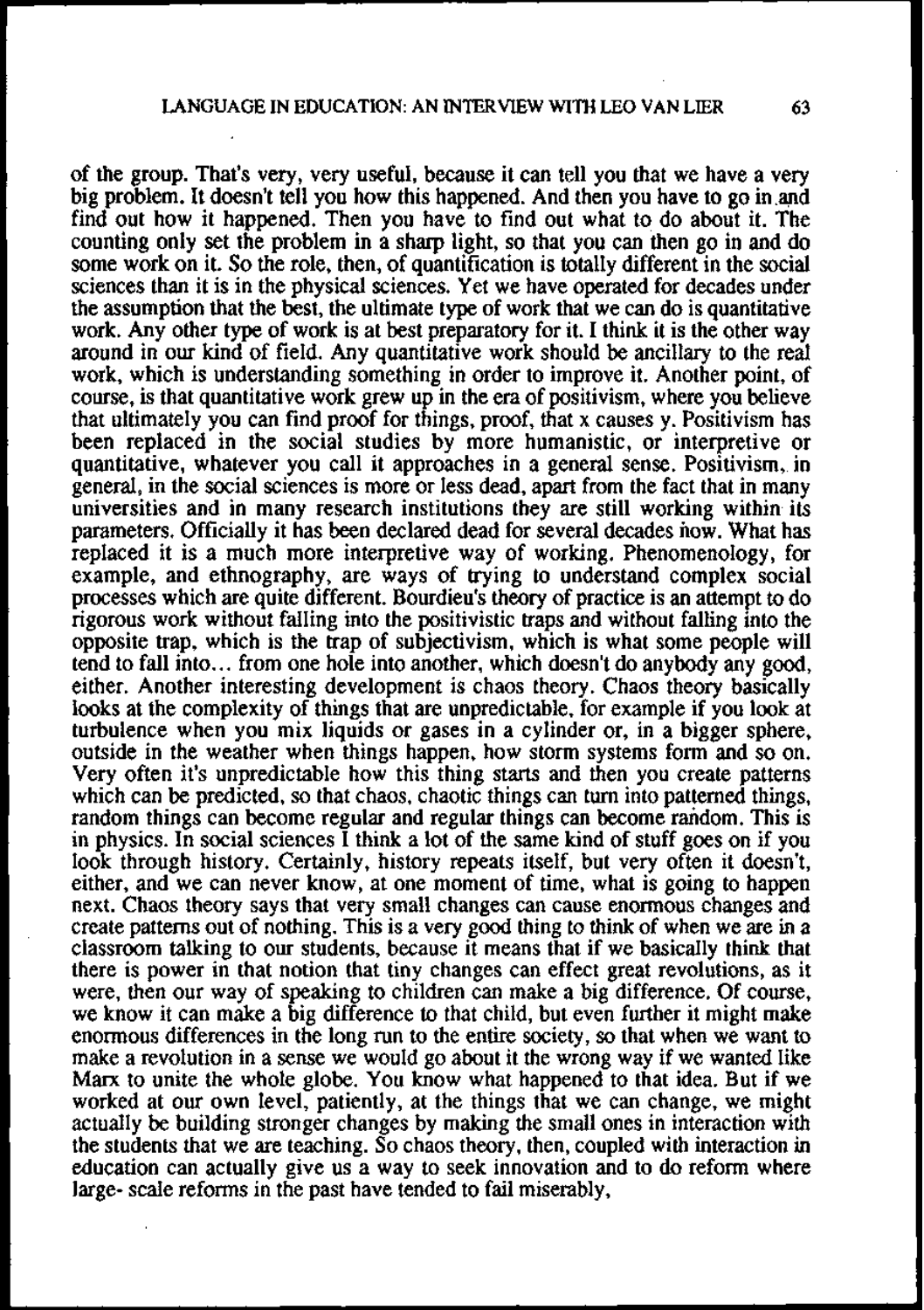of the group. That's very, very useful, because it can tell you that we have a very big problem. It doesn't tell you how this happened. And then you have to go in and find out how it happened. Then you have to find out what to do about it. The counting only set the problem in a sharp light, so that you can then go in and do some work on it. So the role, then, of quantification is totally different in the social sciences than it is in the physical sciences. Yet we have operated for decades under the assumption that the best, the ultimate type of work that we can do is quantitative work. Any other type of work is at best preparatory for it. I think it is the other way around in our kind of field. Any quantitative work should be ancillary to the real work, which is understanding something in order to improve it. Another point, of course, is that quantitative work grew up in the era of positivism, where you believe that ultimately you can find proof for things, proof, that x causes y. Positivism has been replaced in the social studies by more humanistic, or interpretive or quantitative, whatever you call it approaches in a general sense. Positivism, in general, in the social sciences is more or less dead, apart from the fact that in many universities and in many research institutions they are still working within its parameters. Officially it has been declared dead for several decades now. What has replaced it is a much more interpretive way of working. Phenomenology, for example, and ethnography, are ways of trying to understand complex social processes which are quite different. Bourdieu's theory of practice is an attempt to do rigorous work without falling into the positivistic traps and without falling into the opposite trap, which is the trap of subjectivism, which is what some people will tend to fall into... from one hole into another, which doesn't do anybody any good, either. Another interesting development is chaos theory. Chaos theory basically looks at the complexity of things that are unpredictable, for example if you look at turbulence when you mix liquids or gases in a cylinder or, in a bigger sphere, outside in the weather when things happen, how storm systems form and so on. Very often it's unpredictable how this thing starts and then you create patterns which can be predicted, so that chaos, chaotic things can turn into patterned things, random things can become regular and regular things can become random. This is in physics. In social sciences I think a lot of the same kind of stuff goes on if you look through history. Certainly, history repeats itself, but very often it doesn't, either, and we can never know, at one moment of time, what is going to happen next. Chaos theory says that very small changes can cause enormous changes and create patterns out of nothing. This is a very good thing to think of when we are in a classroom talking to our students, because it means that if we basically think that there is power in that notion that tiny changes can effect great revolutions, as it were, then our way of speaking to children can make a big difference. Of course, we know it can make a big difference to that child, but even further it might make enormous differences in the long run to the entire society, so that when we want to make a revolution in a sense we would go about it the wrong way if we wanted like Marx to unite the whole globe. You know what happened to that idea. But if we worked at our own level, patiently, at the things that we can change, we might actually be building stronger changes by making the small ones in interaction with the students that we are teaching. So chaos theory, then, coupled with interaction in education can actually give us a way to seek innovation and to do reform where large- scale reforms in the past have tended to fail miserably,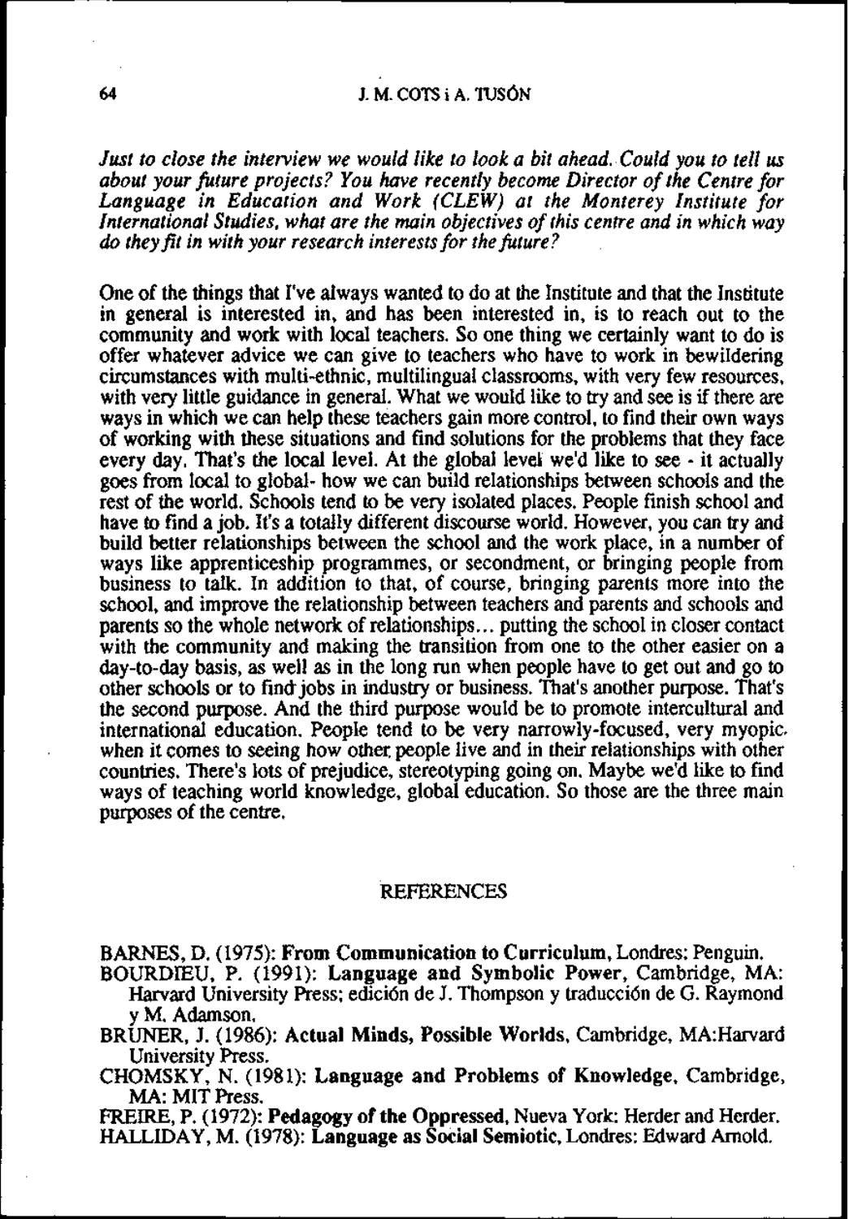*Just to close the interview we would like to look a bit ahead. Could you to tell us about your future projects? You have recently become Director of the Centre for Language in Education and Work (CLEW) at the Monterey Institute for International Studies, what are the main objectives of this centre and in which way do they fit in with your research interests for the future?*

One of the things that I've always wanted to do at the Institute and that the Institute in general is interested in, and has been interested in, is to reach out to the community and work with local teachers. So one thing we certainly want to do is offer whatever advice we can give to teachers who have to work in bewildering circumstances with multi-ethnic, multilingual classrooms, with very few resources, with very little guidance in general. What we would like to try and see is if there are ways in which we can help these teachers gain more control, to find their own ways of working with these situations and find solutions for the problems that they face every day. That's the local level. At the global level we'd like to see - it actually goes from local to global- how we can build relationships between schools and the rest of the world. Schools tend to be very isolated places. People finish school and have to find a job. It's a totally different discourse world. However, you can try and build better relationships between the school and the work place, in a number of ways like apprenticeship programmes, or secondment, or bringing people from business to talk. In addition to that, of course, bringing parents more into the school, and improve the relationship between teachers and parents and schools and parents so the whole network of relationships... putting the school in closer contact with the community and making the transition from one to the other easier on a day-to-day basis, as well as in the long run when people have to get out and go to other schools or to find jobs in industry or business. That's another purpose. That's the second purpose. And the third purpose would be to promote intercultural and international education. People tend to be very narrowly-focused, very myopic, when it comes to seeing how other people live and in their relationships with other countries. There's lots of prejudice, stereotyping going on. Maybe we'd like to find ways of teaching world knowledge, global education. So those are the three main purposes of the centre.

## REFERENCES

BARNES, D. (1975): **From Communication to Curriculum**, Londres: Penguin.

BOURDIEU, P. (1991): **Language and Symbolic Power**, Cambridge, MA: Harvard University Press; edición de J. Thompson y traducción de G. Raymond y M. Adamson.

BRUNER, J. (1986): **Actual Minds, Possible Worlds**, Cambridge, MA:Harvard University Press.

CHOMSKY, N. (1981): **Language and Problems of Knowledge**, Cambridge, MA: MIT Press.

FREIRE, P. (1972): **Pedagogy of the Oppressed**, Nueva York: Herder and Herder.

HALLIDAY, M. (1978): **Language as Social Semiotic**, Londres: Edward Arnold.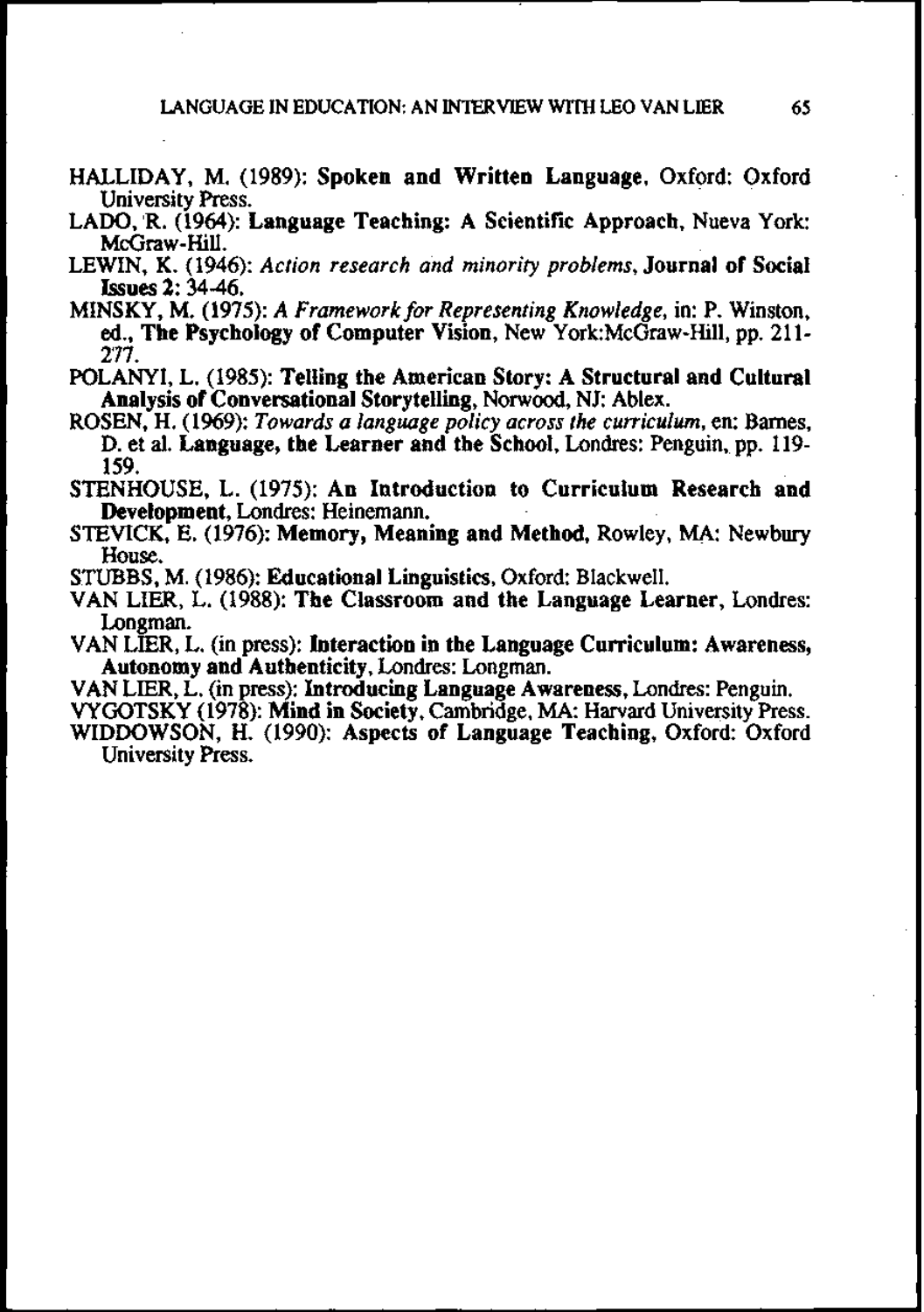HALLIDAY, M. (1989): **Spoken and Written Language**, Oxford: Oxford University Press.

LADO, R. (1964): **Language Teaching: A Scientific Approach**, Nueva York: McGraw-Hill.

LEWIN, K. (1946): *Action research and minority problems*, **Journal of Social Issues 2**: 34-46.

MINSKY, M. (1975): *A Framework for Representing Knowledge*, in: P. Winston, ed., **The Psychology of Computer Vision**, New York:McGraw-Hill, pp. 211-277.

POLANYI, L. (1985): **Telling the American Story: A Structural and Cultural Analysis of Conversational Storytelling**, Norwood, NJ: Ablex.

ROSEN, H. (1969): *Towards a language policy across the curriculum*, en: Barnes, D. et al. **Language, the Learner and the School**, Londres: Penguin, pp. 119-159.

STENHOUSE, L. (1975): **An Introduction to Curriculum Research and Development**, Londres: Heinemann.

STEVICK, E. (1976): **Memory, Meaning and Method**, Rowley, MA: Newbury House.

STUBBS, M. (1986): **Educational Linguistics**, Oxford: Blackwell.

VAN LIER, L. (1988): **The Classroom and the Language Learner**, Londres: Longman.

VAN LIER, L. (in press): **Interaction in the Language Curriculum: Awareness, Autonomy and Authenticity**, Londres: Longman.

VAN LIER, L. (in press): **Introducing Language Awareness**, Londres: Penguin.

VYGOTSKY (1978): **Mind in Society**, Cambridge, MA: Harvard University Press.

WIDDOWSON, H. (1990): **Aspects of Language Teaching**, Oxford: Oxford University Press.